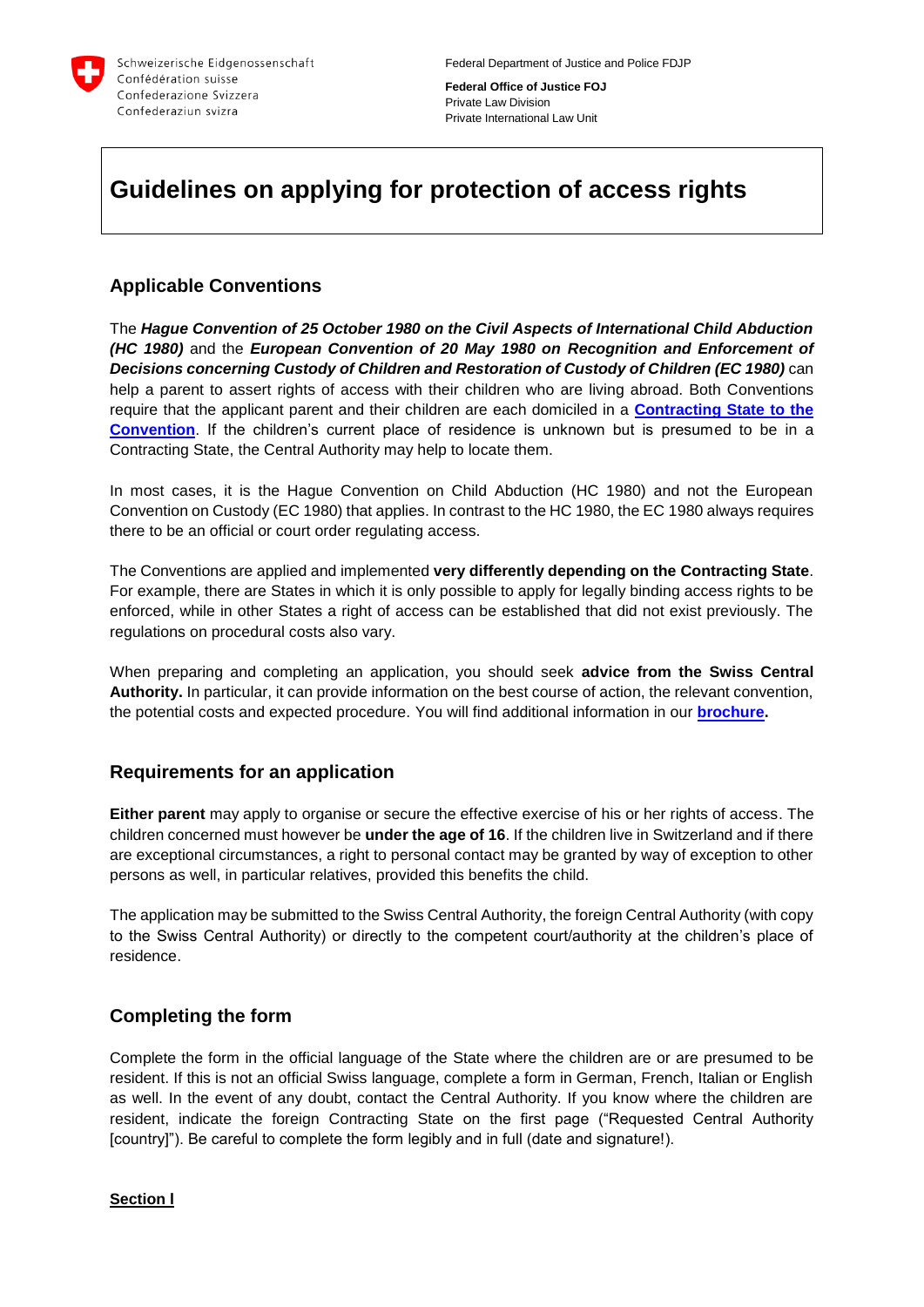Schweizerische Eidgenossenschaft
Confédération suisse
Confederazione Svizzera
Confederaziun svizra

Federal Department of Justice and Police FDJP

**Federal Office of Justice FOJ**
Private Law Division
Private International Law Unit

# Guidelines on applying for protection of access rights

## Applicable Conventions

The ***Hague Convention of 25 October 1980 on the Civil Aspects of International Child Abduction (HC 1980)*** and the ***European Convention of 20 May 1980 on Recognition and Enforcement of Decisions concerning Custody of Children and Restoration of Custody of Children (EC 1980)*** can help a parent to assert rights of access with their children who are living abroad. Both Conventions require that the applicant parent and their children are each domiciled in a **Contracting State to the Convention**. If the children's current place of residence is unknown but is presumed to be in a Contracting State, the Central Authority may help to locate them.

In most cases, it is the Hague Convention on Child Abduction (HC 1980) and not the European Convention on Custody (EC 1980) that applies. In contrast to the HC 1980, the EC 1980 always requires there to be an official or court order regulating access.

The Conventions are applied and implemented **very differently depending on the Contracting State**. For example, there are States in which it is only possible to apply for legally binding access rights to be enforced, while in other States a right of access can be established that did not exist previously. The regulations on procedural costs also vary.

When preparing and completing an application, you should seek **advice from the Swiss Central Authority.** In particular, it can provide information on the best course of action, the relevant convention, the potential costs and expected procedure. You will find additional information in our **brochure.**

## Requirements for an application

**Either parent** may apply to organise or secure the effective exercise of his or her rights of access. The children concerned must however be **under the age of 16**. If the children live in Switzerland and if there are exceptional circumstances, a right to personal contact may be granted by way of exception to other persons as well, in particular relatives, provided this benefits the child.

The application may be submitted to the Swiss Central Authority, the foreign Central Authority (with copy to the Swiss Central Authority) or directly to the competent court/authority at the children's place of residence.

## Completing the form

Complete the form in the official language of the State where the children are or are presumed to be resident. If this is not an official Swiss language, complete a form in German, French, Italian or English as well. In the event of any doubt, contact the Central Authority. If you know where the children are resident, indicate the foreign Contracting State on the first page ("Requested Central Authority [country]"). Be careful to complete the form legibly and in full (date and signature!).

**Section I**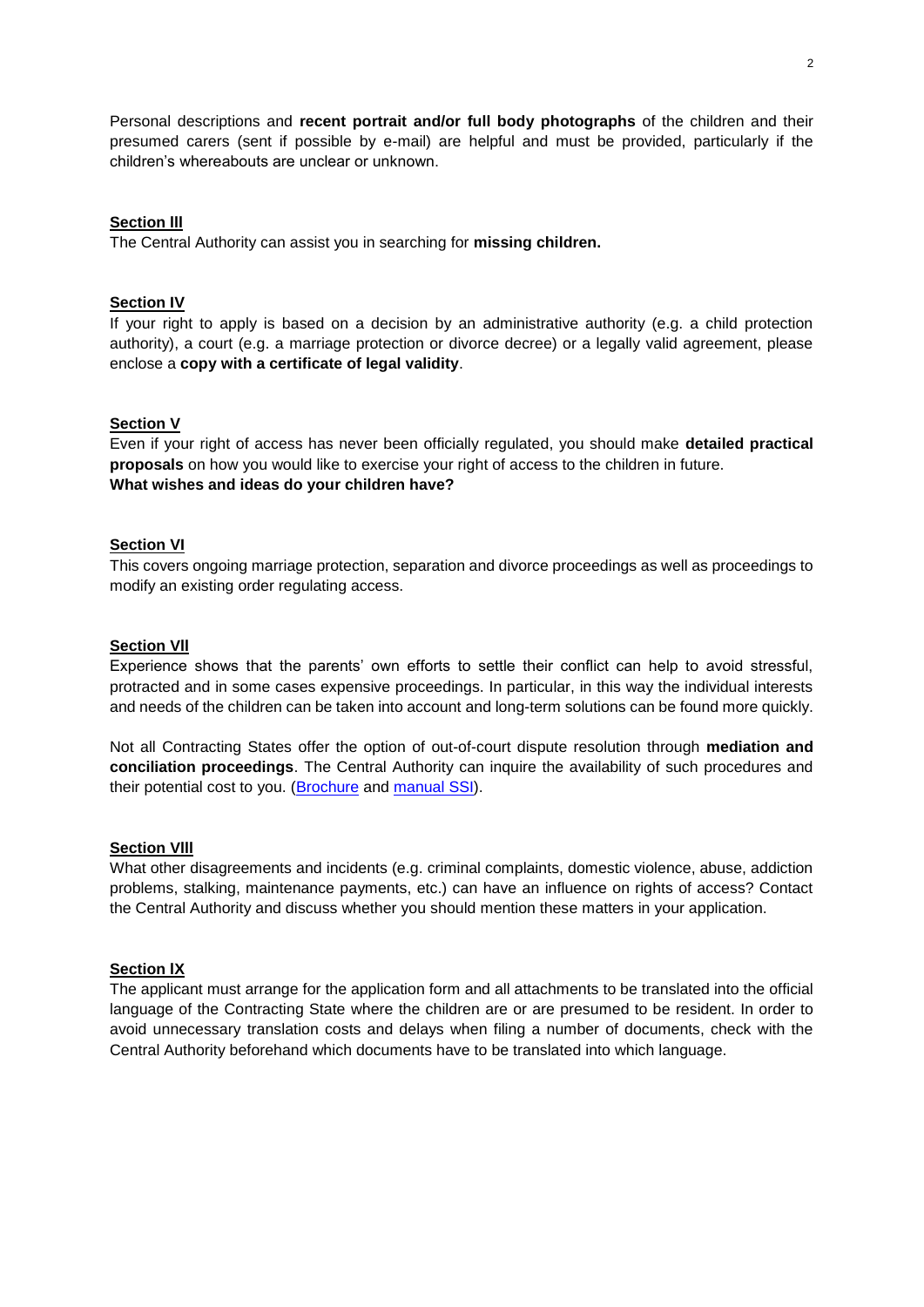Personal descriptions and **recent portrait and/or full body photographs** of the children and their presumed carers (sent if possible by e-mail) are helpful and must be provided, particularly if the children's whereabouts are unclear or unknown.

**Section III**

The Central Authority can assist you in searching for **missing children.**

**Section IV**

If your right to apply is based on a decision by an administrative authority (e.g. a child protection authority), a court (e.g. a marriage protection or divorce decree) or a legally valid agreement, please enclose a **copy with a certificate of legal validity**.

**Section V**

Even if your right of access has never been officially regulated, you should make **detailed practical proposals** on how you would like to exercise your right of access to the children in future.
**What wishes and ideas do your children have?**

**Section VI**

This covers ongoing marriage protection, separation and divorce proceedings as well as proceedings to modify an existing order regulating access.

**Section VII**

Experience shows that the parents' own efforts to settle their conflict can help to avoid stressful, protracted and in some cases expensive proceedings. In particular, in this way the individual interests and needs of the children can be taken into account and long-term solutions can be found more quickly.

Not all Contracting States offer the option of out-of-court dispute resolution through **mediation and conciliation proceedings**. The Central Authority can inquire the availability of such procedures and their potential cost to you. (Brochure and manual SSI).

**Section VIII**

What other disagreements and incidents (e.g. criminal complaints, domestic violence, abuse, addiction problems, stalking, maintenance payments, etc.) can have an influence on rights of access? Contact the Central Authority and discuss whether you should mention these matters in your application.

**Section IX**

The applicant must arrange for the application form and all attachments to be translated into the official language of the Contracting State where the children are or are presumed to be resident. In order to avoid unnecessary translation costs and delays when filing a number of documents, check with the Central Authority beforehand which documents have to be translated into which language.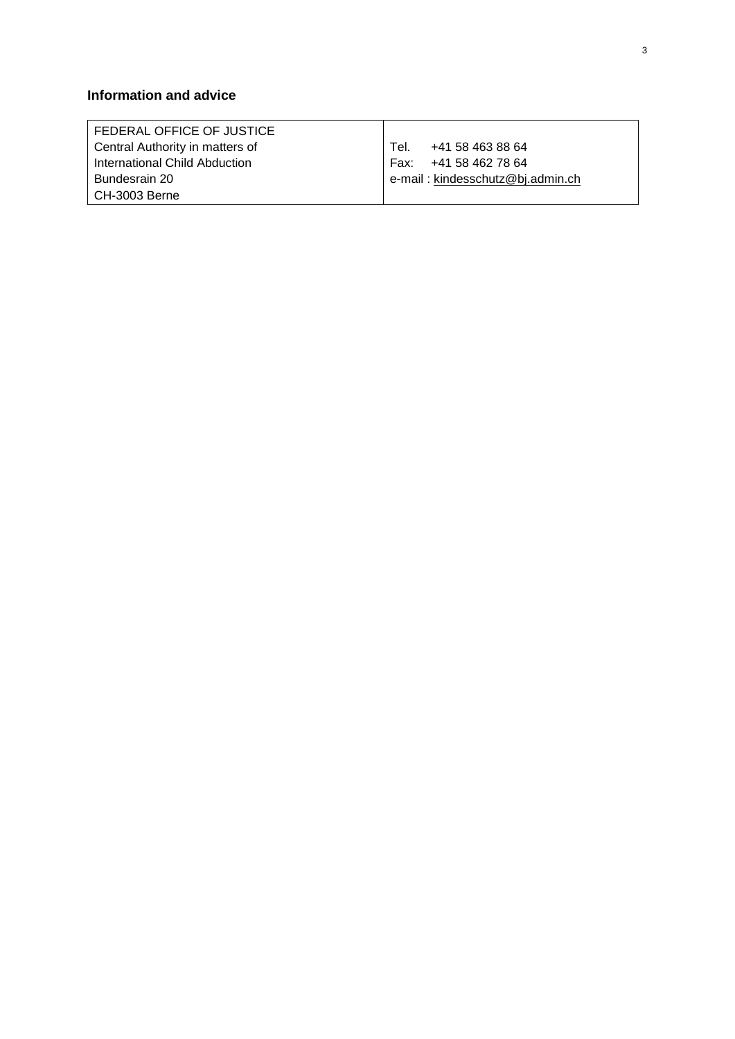## Information and advice

| | |
|---|---|
| FEDERAL OFFICE OF JUSTICE<br>Central Authority in matters of<br>International Child Abduction<br>Bundesrain 20<br>CH-3003 Berne | Tel. +41 58 463 88 64<br>Fax: +41 58 462 78 64<br>e-mail : kindesschutz@bj.admin.ch |